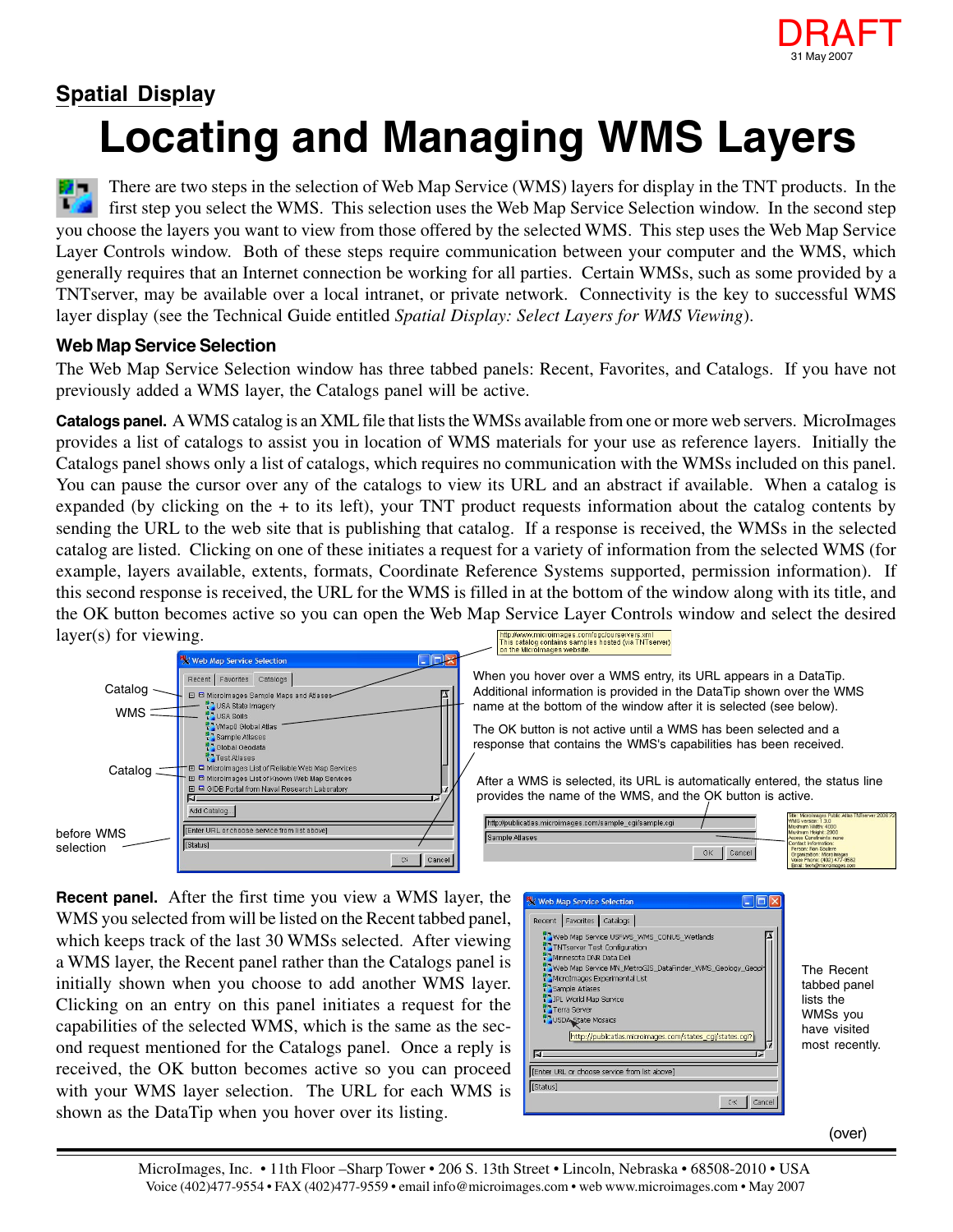DRAFT
31 May 2007

## Spatial Display

# Locating and Managing WMS Layers

There are two steps in the selection of Web Map Service (WMS) layers for display in the TNT products. In the first step you select the WMS. This selection uses the Web Map Service Selection window. In the second step you choose the layers you want to view from those offered by the selected WMS. This step uses the Web Map Service Layer Controls window. Both of these steps require communication between your computer and the WMS, which generally requires that an Internet connection be working for all parties. Certain WMSs, such as some provided by a TNTserver, may be available over a local intranet, or private network. Connectivity is the key to successful WMS layer display (see the Technical Guide entitled *Spatial Display: Select Layers for WMS Viewing*).

### Web Map Service Selection

The Web Map Service Selection window has three tabbed panels: Recent, Favorites, and Catalogs. If you have not previously added a WMS layer, the Catalogs panel will be active.

**Catalogs panel.** A WMS catalog is an XML file that lists the WMSs available from one or more web servers. MicroImages provides a list of catalogs to assist you in location of WMS materials for your use as reference layers. Initially the Catalogs panel shows only a list of catalogs, which requires no communication with the WMSs included on this panel. You can pause the cursor over any of the catalogs to view its URL and an abstract if available. When a catalog is expanded (by clicking on the + to its left), your TNT product requests information about the catalog contents by sending the URL to the web site that is publishing that catalog. If a response is received, the WMSs in the selected catalog are listed. Clicking on one of these initiates a request for a variety of information from the selected WMS (for example, layers available, extents, formats, Coordinate Reference Systems supported, permission information). If this second response is received, the URL for the WMS is filled in at the bottom of the window along with its title, and the OK button becomes active so you can open the Web Map Service Layer Controls window and select the desired layer(s) for viewing.

When you hover over a WMS entry, its URL appears in a DataTip. Additional information is provided in the DataTip shown over the WMS name at the bottom of the window after it is selected (see below).

The OK button is not active until a WMS has been selected and a response that contains the WMS's capabilities has been received.

After a WMS is selected, its URL is automatically entered, the status line provides the name of the WMS, and the OK button is active.

**Recent panel.** After the first time you view a WMS layer, the WMS you selected from will be listed on the Recent tabbed panel, which keeps track of the last 30 WMSs selected. After viewing a WMS layer, the Recent panel rather than the Catalogs panel is initially shown when you choose to add another WMS layer. Clicking on an entry on this panel initiates a request for the capabilities of the selected WMS, which is the same as the second request mentioned for the Catalogs panel. Once a reply is received, the OK button becomes active so you can proceed with your WMS layer selection. The URL for each WMS is shown as the DataTip when you hover over its listing.

The Recent tabbed panel lists the WMSs you have visited most recently.

(over)

MicroImages, Inc. • 11th Floor –Sharp Tower • 206 S. 13th Street • Lincoln, Nebraska • 68508-2010 • USA
Voice (402)477-9554 • FAX (402)477-9559 • email info@microimages.com • web www.microimages.com • May 2007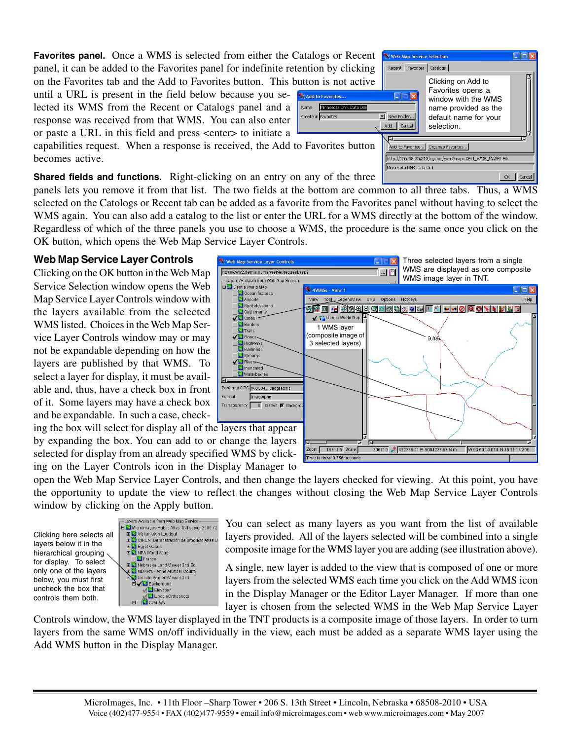**Favorites panel.** Once a WMS is selected from either the Catalogs or Recent panel, it can be added to the Favorites panel for indefinite retention by clicking on the Favorites tab and the Add to Favorites button. This button is not active until a URL is present in the field below because you selected its WMS from the Recent or Catalogs panel and a response was received from that WMS. You can also enter or paste a URL in this field and press <enter> to initiate a capabilities request. When a response is received, the Add to Favorites button becomes active.

Clicking on Add to Favorites opens a window with the WMS name provided as the default name for your selection.

**Shared fields and functions.** Right-clicking on an entry on any of the three panels lets you remove it from that list. The two fields at the bottom are common to all three tabs. Thus, a WMS selected on the Catologs or Recent tab can be added as a favorite from the Favorites panel without having to select the WMS again. You can also add a catalog to the list or enter the URL for a WMS directly at the bottom of the window. Regardless of which of the three panels you use to choose a WMS, the procedure is the same once you click on the OK button, which opens the Web Map Service Layer Controls.

## Web Map Service Layer Controls

Clicking on the OK button in the Web Map Service Selection window opens the Web Map Service Layer Controls window with the layers available from the selected WMS listed. Choices in the Web Map Service Layer Controls window may or may not be expandable depending on how the layers are published by that WMS. To select a layer for display, it must be available and, thus, have a check box in front of it. Some layers may have a check box and be expandable. In such a case, checking the box will select for display all of the layers that appear by expanding the box. You can add to or change the layers selected for display from an already specified WMS by clicking on the Layer Controls icon in the Display Manager to open the Web Map Service Layer Controls, and then change the layers checked for viewing. At this point, you have the opportunity to update the view to reflect the changes without closing the Web Map Service Layer Controls window by clicking on the Apply button.

Three selected layers from a single WMS are displayed as one composite WMS image layer in TNT.

1 WMS layer (composite image of 3 selected layers)

Clicking here selects all layers below it in the hierarchical grouping for display. To select only one of the layers below, you must first uncheck the box that controls them both.

You can select as many layers as you want from the list of available layers provided. All of the layers selected will be combined into a single composite image for the WMS layer you are adding (see illustration above).

A single, new layer is added to the view that is composed of one or more layers from the selected WMS each time you click on the Add WMS icon in the Display Manager or the Editor Layer Manager. If more than one layer is chosen from the selected WMS in the Web Map Service Layer Controls window, the WMS layer displayed in the TNT products is a composite image of those layers. In order to turn layers from the same WMS on/off individually in the view, each must be added as a separate WMS layer using the Add WMS button in the Display Manager.

MicroImages, Inc. • 11th Floor –Sharp Tower • 206 S. 13th Street • Lincoln, Nebraska • 68508-2010 • USA
Voice (402)477-9554 • FAX (402)477-9559 • email info@microimages.com • web www.microimages.com • May 2007